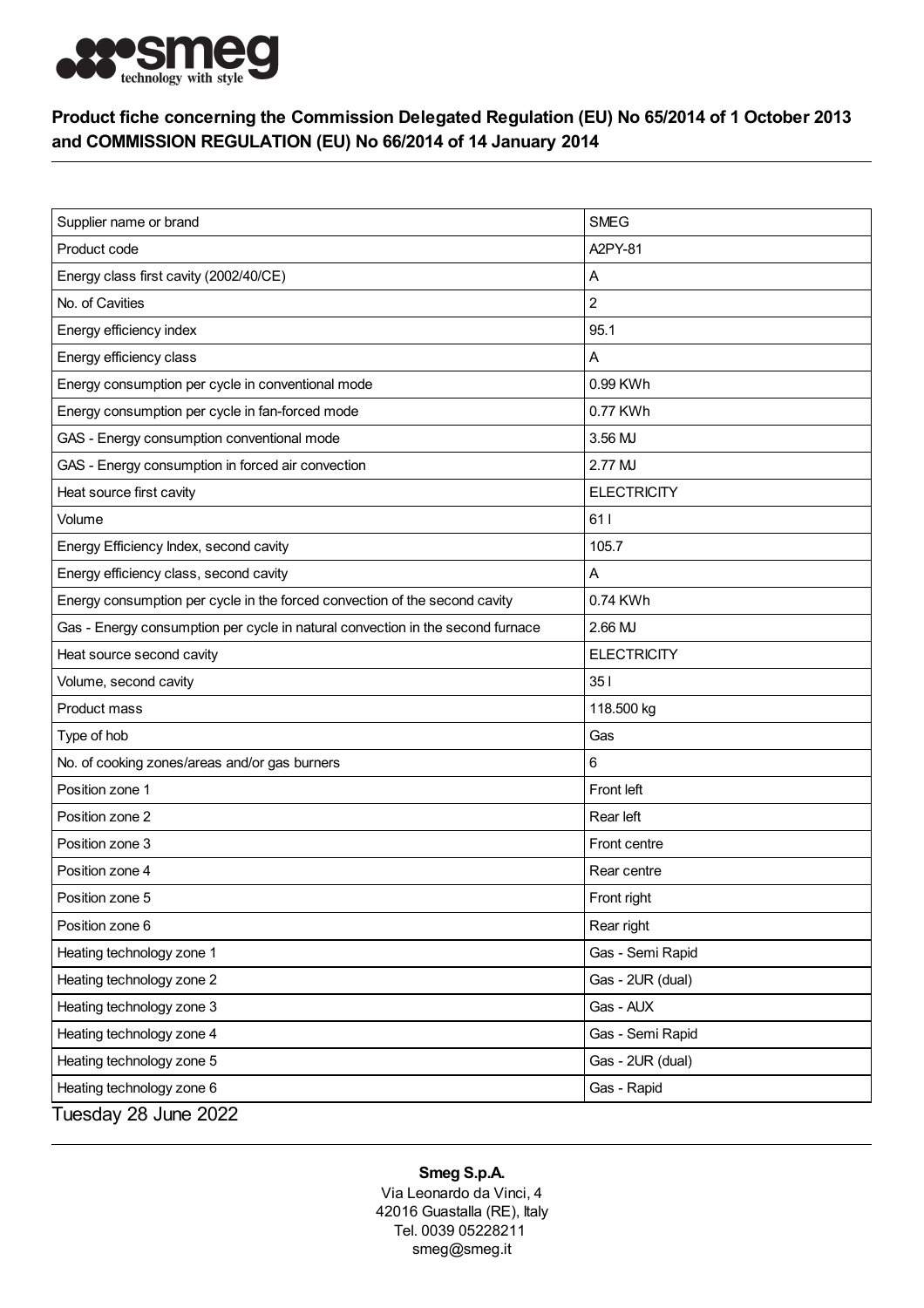## Product fiche concerning the Commission Delegated Regulation (EU) No 65/2014 of 1 October 2013 and COMMISSION REGULATION (EU) No 66/2014 of 14 January 2014

| | |
|---|---|
| Supplier name or brand | SMEG |
| Product code | A2PY-81 |
| Energy class first cavity (2002/40/CE) | A |
| No. of Cavities | 2 |
| Energy efficiency index | 95.1 |
| Energy efficiency class | A |
| Energy consumption per cycle in conventional mode | 0.99 KWh |
| Energy consumption per cycle in fan-forced mode | 0.77 KWh |
| GAS - Energy consumption conventional mode | 3.56 MJ |
| GAS - Energy consumption in forced air convection | 2.77 MJ |
| Heat source first cavity | ELECTRICITY |
| Volume | 61 l |
| Energy Efficiency Index, second cavity | 105.7 |
| Energy efficiency class, second cavity | A |
| Energy consumption per cycle in the forced convection of the second cavity | 0.74 KWh |
| Gas - Energy consumption per cycle in natural convection in the second furnace | 2.66 MJ |
| Heat source second cavity | ELECTRICITY |
| Volume, second cavity | 35 l |
| Product mass | 118.500 kg |
| Type of hob | Gas |
| No. of cooking zones/areas and/or gas burners | 6 |
| Position zone 1 | Front left |
| Position zone 2 | Rear left |
| Position zone 3 | Front centre |
| Position zone 4 | Rear centre |
| Position zone 5 | Front right |
| Position zone 6 | Rear right |
| Heating technology zone 1 | Gas - Semi Rapid |
| Heating technology zone 2 | Gas - 2UR (dual) |
| Heating technology zone 3 | Gas - AUX |
| Heating technology zone 4 | Gas - Semi Rapid |
| Heating technology zone 5 | Gas - 2UR (dual) |
| Heating technology zone 6 | Gas - Rapid |

Tuesday 28 June 2022

**Smeg S.p.A.**
Via Leonardo da Vinci, 4
42016 Guastalla (RE), Italy
Tel. 0039 05228211
smeg@smeg.it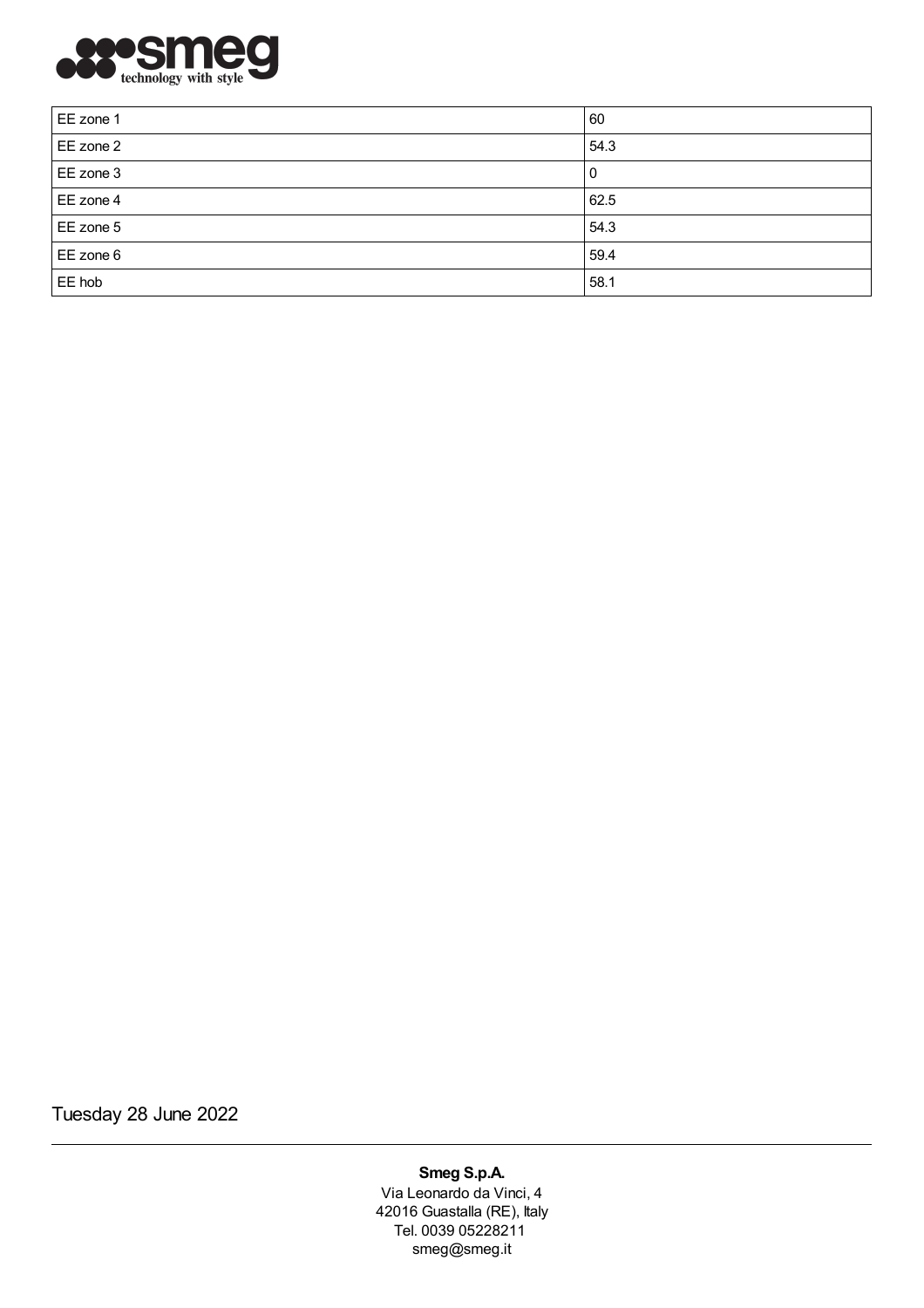| | |
|---|---|
| EE zone 1 | 60 |
| EE zone 2 | 54.3 |
| EE zone 3 | 0 |
| EE zone 4 | 62.5 |
| EE zone 5 | 54.3 |
| EE zone 6 | 59.4 |
| EE hob | 58.1 |

Tuesday 28 June 2022

**Smeg S.p.A.**
Via Leonardo da Vinci, 4
42016 Guastalla (RE), Italy
Tel. 0039 05228211
smeg@smeg.it